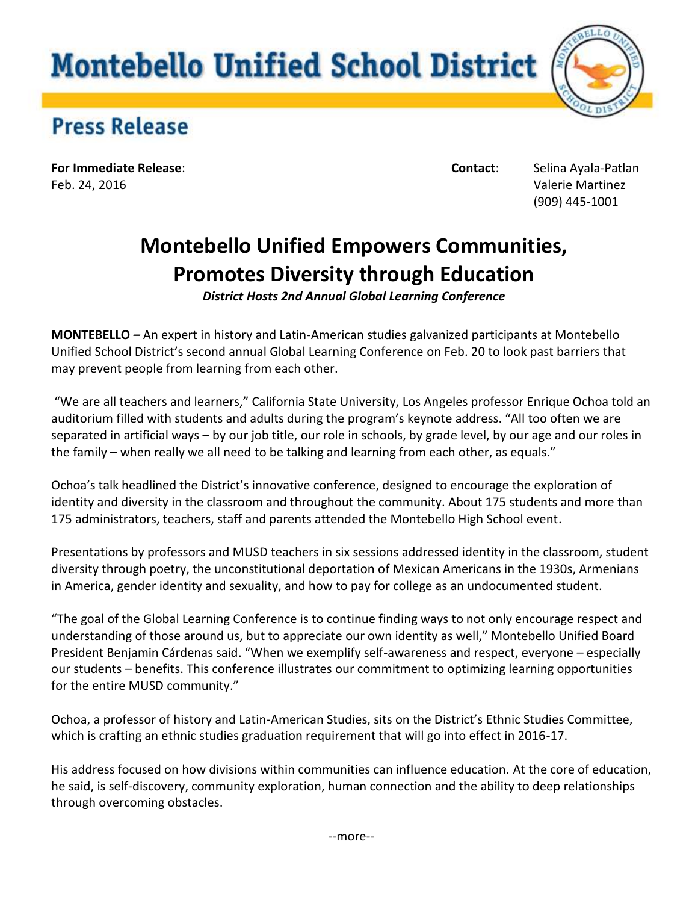# Montebello Unified School District

## Press Release

**For Immediate Release**:
Feb. 24, 2016

**Contact**: Selina Ayala-Patlan
Valerie Martinez
(909) 445-1001

# Montebello Unified Empowers Communities, Promotes Diversity through Education

***District Hosts 2nd Annual Global Learning Conference***

**MONTEBELLO –** An expert in history and Latin-American studies galvanized participants at Montebello Unified School District's second annual Global Learning Conference on Feb. 20 to look past barriers that may prevent people from learning from each other.

"We are all teachers and learners," California State University, Los Angeles professor Enrique Ochoa told an auditorium filled with students and adults during the program's keynote address. "All too often we are separated in artificial ways – by our job title, our role in schools, by grade level, by our age and our roles in the family – when really we all need to be talking and learning from each other, as equals."

Ochoa's talk headlined the District's innovative conference, designed to encourage the exploration of identity and diversity in the classroom and throughout the community. About 175 students and more than 175 administrators, teachers, staff and parents attended the Montebello High School event.

Presentations by professors and MUSD teachers in six sessions addressed identity in the classroom, student diversity through poetry, the unconstitutional deportation of Mexican Americans in the 1930s, Armenians in America, gender identity and sexuality, and how to pay for college as an undocumented student.

"The goal of the Global Learning Conference is to continue finding ways to not only encourage respect and understanding of those around us, but to appreciate our own identity as well," Montebello Unified Board President Benjamin Cárdenas said. "When we exemplify self-awareness and respect, everyone – especially our students – benefits. This conference illustrates our commitment to optimizing learning opportunities for the entire MUSD community."

Ochoa, a professor of history and Latin-American Studies, sits on the District's Ethnic Studies Committee, which is crafting an ethnic studies graduation requirement that will go into effect in 2016-17.

His address focused on how divisions within communities can influence education. At the core of education, he said, is self-discovery, community exploration, human connection and the ability to deep relationships through overcoming obstacles.

--more--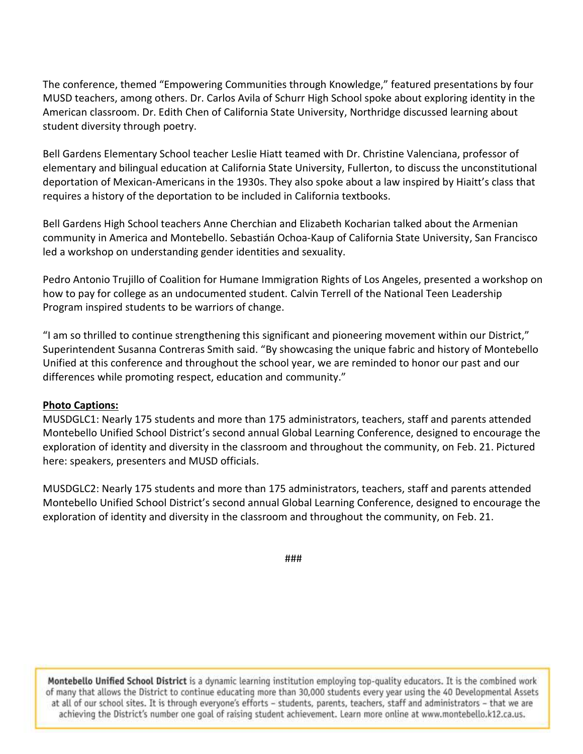The conference, themed "Empowering Communities through Knowledge," featured presentations by four MUSD teachers, among others. Dr. Carlos Avila of Schurr High School spoke about exploring identity in the American classroom. Dr. Edith Chen of California State University, Northridge discussed learning about student diversity through poetry.

Bell Gardens Elementary School teacher Leslie Hiatt teamed with Dr. Christine Valenciana, professor of elementary and bilingual education at California State University, Fullerton, to discuss the unconstitutional deportation of Mexican-Americans in the 1930s. They also spoke about a law inspired by Hiaitt's class that requires a history of the deportation to be included in California textbooks.

Bell Gardens High School teachers Anne Cherchian and Elizabeth Kocharian talked about the Armenian community in America and Montebello. Sebastián Ochoa-Kaup of California State University, San Francisco led a workshop on understanding gender identities and sexuality.

Pedro Antonio Trujillo of Coalition for Humane Immigration Rights of Los Angeles, presented a workshop on how to pay for college as an undocumented student. Calvin Terrell of the National Teen Leadership Program inspired students to be warriors of change.

"I am so thrilled to continue strengthening this significant and pioneering movement within our District," Superintendent Susanna Contreras Smith said. "By showcasing the unique fabric and history of Montebello Unified at this conference and throughout the school year, we are reminded to honor our past and our differences while promoting respect, education and community."

**Photo Captions:**

MUSDGLC1: Nearly 175 students and more than 175 administrators, teachers, staff and parents attended Montebello Unified School District's second annual Global Learning Conference, designed to encourage the exploration of identity and diversity in the classroom and throughout the community, on Feb. 21. Pictured here: speakers, presenters and MUSD officials.

MUSDGLC2: Nearly 175 students and more than 175 administrators, teachers, staff and parents attended Montebello Unified School District's second annual Global Learning Conference, designed to encourage the exploration of identity and diversity in the classroom and throughout the community, on Feb. 21.

###

**Montebello Unified School District** is a dynamic learning institution employing top-quality educators. It is the combined work of many that allows the District to continue educating more than 30,000 students every year using the 40 Developmental Assets at all of our school sites. It is through everyone's efforts – students, parents, teachers, staff and administrators – that we are achieving the District's number one goal of raising student achievement. Learn more online at www.montebello.k12.ca.us.